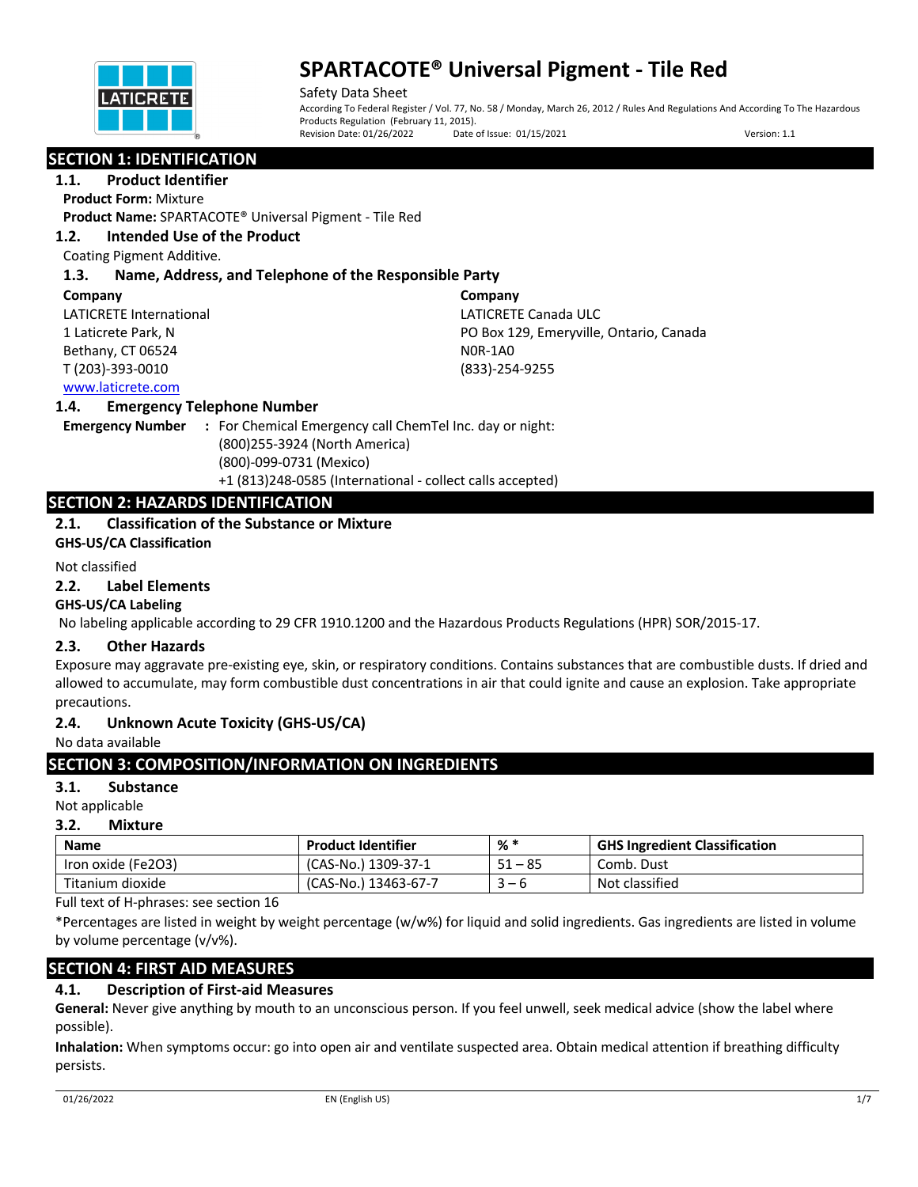# SPARTACOTE® Universal Pigment - Tile Red

Safety Data Sheet

According To Federal Register / Vol. 77, No. 58 / Monday, March 26, 2012 / Rules And Regulations And According To The Hazardous Products Regulation (February 11, 2015).

Revision Date: 01/26/2022 Date of Issue: 01/15/2021 Version: 1.1

## SECTION 1: IDENTIFICATION

### 1.1. Product Identifier

**Product Form:** Mixture

**Product Name:** SPARTACOTE® Universal Pigment - Tile Red

### 1.2. Intended Use of the Product

Coating Pigment Additive.

### 1.3. Name, Address, and Telephone of the Responsible Party

**Company**
LATICRETE International
1 Laticrete Park, N
Bethany, CT 06524
T (203)-393-0010
www.laticrete.com

**Company**
LATICRETE Canada ULC
PO Box 129, Emeryville, Ontario, Canada
N0R-1A0
(833)-254-9255

### 1.4. Emergency Telephone Number

**Emergency Number :** For Chemical Emergency call ChemTel Inc. day or night:
(800)255-3924 (North America)
(800)-099-0731 (Mexico)
+1 (813)248-0585 (International - collect calls accepted)

## SECTION 2: HAZARDS IDENTIFICATION

### 2.1. Classification of the Substance or Mixture

**GHS-US/CA Classification**

Not classified

### 2.2. Label Elements

**GHS-US/CA Labeling**

No labeling applicable according to 29 CFR 1910.1200 and the Hazardous Products Regulations (HPR) SOR/2015-17.

### 2.3. Other Hazards

Exposure may aggravate pre-existing eye, skin, or respiratory conditions. Contains substances that are combustible dusts. If dried and allowed to accumulate, may form combustible dust concentrations in air that could ignite and cause an explosion. Take appropriate precautions.

### 2.4. Unknown Acute Toxicity (GHS-US/CA)

No data available

## SECTION 3: COMPOSITION/INFORMATION ON INGREDIENTS

### 3.1. Substance

Not applicable

### 3.2. Mixture

| Name | Product Identifier | % * | GHS Ingredient Classification |
|---|---|---|---|
| Iron oxide ($Fe_2O_3$) | (CAS-No.) 1309-37-1 | 51 – 85 | Comb. Dust |
| Titanium dioxide | (CAS-No.) 13463-67-7 | 3 – 6 | Not classified |

Full text of H-phrases: see section 16

*Percentages are listed in weight by weight percentage (w/w%) for liquid and solid ingredients. Gas ingredients are listed in volume by volume percentage (v/v%).

## SECTION 4: FIRST AID MEASURES

### 4.1. Description of First-aid Measures

**General:** Never give anything by mouth to an unconscious person. If you feel unwell, seek medical advice (show the label where possible).

**Inhalation:** When symptoms occur: go into open air and ventilate suspected area. Obtain medical attention if breathing difficulty persists.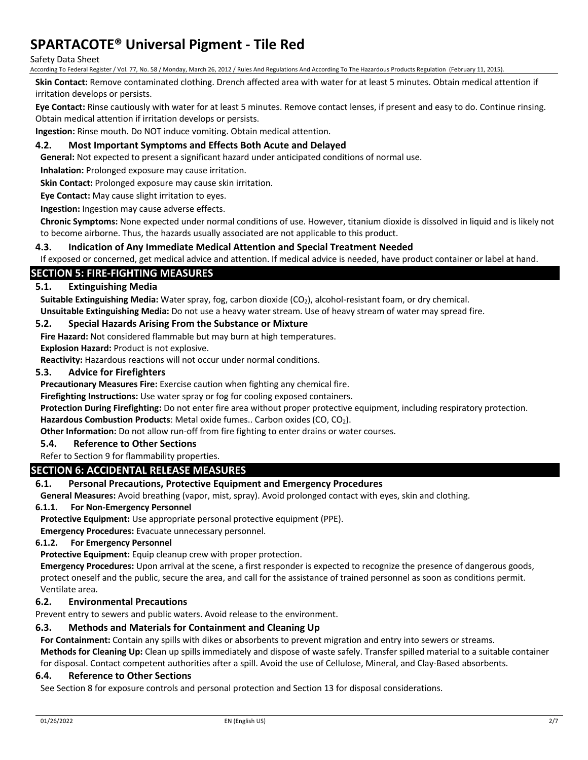**Skin Contact:** Remove contaminated clothing. Drench affected area with water for at least 5 minutes. Obtain medical attention if irritation develops or persists.

**Eye Contact:** Rinse cautiously with water for at least 5 minutes. Remove contact lenses, if present and easy to do. Continue rinsing. Obtain medical attention if irritation develops or persists.

**Ingestion:** Rinse mouth. Do NOT induce vomiting. Obtain medical attention.

### 4.2. Most Important Symptoms and Effects Both Acute and Delayed

**General:** Not expected to present a significant hazard under anticipated conditions of normal use.

**Inhalation:** Prolonged exposure may cause irritation.

**Skin Contact:** Prolonged exposure may cause skin irritation.

**Eye Contact:** May cause slight irritation to eyes.

**Ingestion:** Ingestion may cause adverse effects.

**Chronic Symptoms:** None expected under normal conditions of use. However, titanium dioxide is dissolved in liquid and is likely not to become airborne. Thus, the hazards usually associated are not applicable to this product.

### 4.3. Indication of Any Immediate Medical Attention and Special Treatment Needed

If exposed or concerned, get medical advice and attention. If medical advice is needed, have product container or label at hand.

## SECTION 5: FIRE-FIGHTING MEASURES

### 5.1. Extinguishing Media

**Suitable Extinguishing Media:** Water spray, fog, carbon dioxide ($CO_2$), alcohol-resistant foam, or dry chemical.

**Unsuitable Extinguishing Media:** Do not use a heavy water stream. Use of heavy stream of water may spread fire.

### 5.2. Special Hazards Arising From the Substance or Mixture

**Fire Hazard:** Not considered flammable but may burn at high temperatures.

**Explosion Hazard:** Product is not explosive.

**Reactivity:** Hazardous reactions will not occur under normal conditions.

### 5.3. Advice for Firefighters

**Precautionary Measures Fire:** Exercise caution when fighting any chemical fire.

**Firefighting Instructions:** Use water spray or fog for cooling exposed containers.

**Protection During Firefighting:** Do not enter fire area without proper protective equipment, including respiratory protection.

**Hazardous Combustion Products**: Metal oxide fumes.. Carbon oxides ($CO$, $CO_2$).

**Other Information:** Do not allow run-off from fire fighting to enter drains or water courses.

### 5.4. Reference to Other Sections

Refer to Section 9 for flammability properties.

## SECTION 6: ACCIDENTAL RELEASE MEASURES

### 6.1. Personal Precautions, Protective Equipment and Emergency Procedures

**General Measures:** Avoid breathing (vapor, mist, spray). Avoid prolonged contact with eyes, skin and clothing.

#### 6.1.1. For Non-Emergency Personnel

**Protective Equipment:** Use appropriate personal protective equipment (PPE).

**Emergency Procedures:** Evacuate unnecessary personnel.

#### 6.1.2. For Emergency Personnel

**Protective Equipment:** Equip cleanup crew with proper protection.

**Emergency Procedures:** Upon arrival at the scene, a first responder is expected to recognize the presence of dangerous goods, protect oneself and the public, secure the area, and call for the assistance of trained personnel as soon as conditions permit. Ventilate area.

### 6.2. Environmental Precautions

Prevent entry to sewers and public waters. Avoid release to the environment.

### 6.3. Methods and Materials for Containment and Cleaning Up

**For Containment:** Contain any spills with dikes or absorbents to prevent migration and entry into sewers or streams.

**Methods for Cleaning Up:** Clean up spills immediately and dispose of waste safely. Transfer spilled material to a suitable container for disposal. Contact competent authorities after a spill. Avoid the use of Cellulose, Mineral, and Clay-Based absorbents.

### 6.4. Reference to Other Sections

See Section 8 for exposure controls and personal protection and Section 13 for disposal considerations.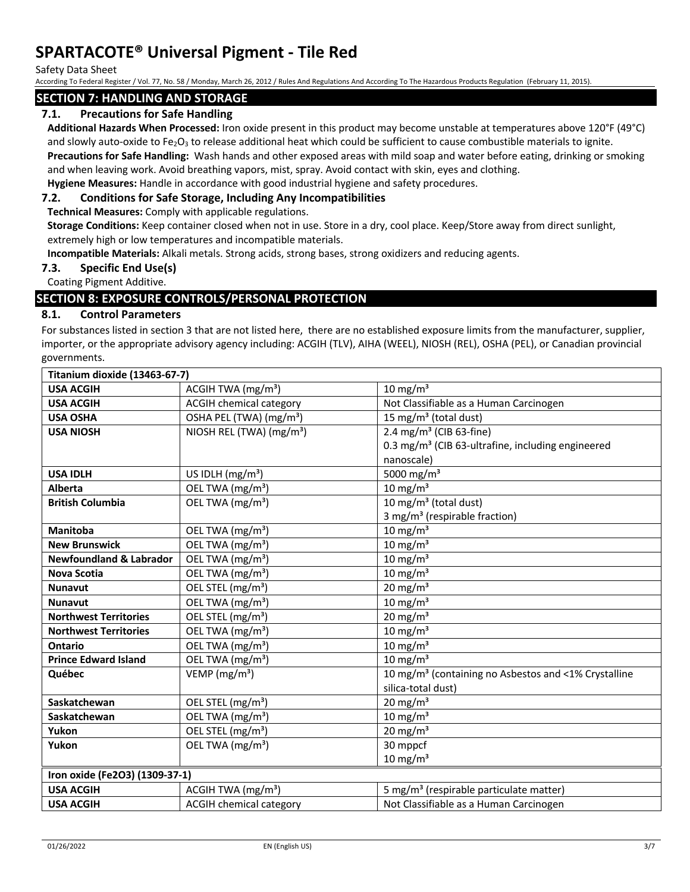## SECTION 7: HANDLING AND STORAGE

### 7.1. Precautions for Safe Handling

**Additional Hazards When Processed:** Iron oxide present in this product may become unstable at temperatures above 120°F (49°C) and slowly auto-oxide to $Fe_2O_3$ to release additional heat which could be sufficient to cause combustible materials to ignite.

**Precautions for Safe Handling:** Wash hands and other exposed areas with mild soap and water before eating, drinking or smoking and when leaving work. Avoid breathing vapors, mist, spray. Avoid contact with skin, eyes and clothing.

**Hygiene Measures:** Handle in accordance with good industrial hygiene and safety procedures.

### 7.2. Conditions for Safe Storage, Including Any Incompatibilities

**Technical Measures:** Comply with applicable regulations.

**Storage Conditions:** Keep container closed when not in use. Store in a dry, cool place. Keep/Store away from direct sunlight, extremely high or low temperatures and incompatible materials.

**Incompatible Materials:** Alkali metals. Strong acids, strong bases, strong oxidizers and reducing agents.

### 7.3. Specific End Use(s)

Coating Pigment Additive.

## SECTION 8: EXPOSURE CONTROLS/PERSONAL PROTECTION

### 8.1. Control Parameters

For substances listed in section 3 that are not listed here, there are no established exposure limits from the manufacturer, supplier, importer, or the appropriate advisory agency including: ACGIH (TLV), AIHA (WEEL), NIOSH (REL), OSHA (PEL), or Canadian provincial governments.

| **Titanium dioxide (13463-67-7)** | | |
|---|---|---|
| **USA ACGIH** | ACGIH TWA (mg/m³) | 10 mg/m³ |
| **USA ACGIH** | ACGIH chemical category | Not Classifiable as a Human Carcinogen |
| **USA OSHA** | OSHA PEL (TWA) (mg/m³) | 15 mg/m³ (total dust) |
| **USA NIOSH** | NIOSH REL (TWA) (mg/m³) | 2.4 mg/m³ (CIB 63-fine)<br>0.3 mg/m³ (CIB 63-ultrafine, including engineered nanoscale) |
| **USA IDLH** | US IDLH (mg/m³) | 5000 mg/m³ |
| **Alberta** | OEL TWA (mg/m³) | 10 mg/m³ |
| **British Columbia** | OEL TWA (mg/m³) | 10 mg/m³ (total dust)<br>3 mg/m³ (respirable fraction) |
| **Manitoba** | OEL TWA (mg/m³) | 10 mg/m³ |
| **New Brunswick** | OEL TWA (mg/m³) | 10 mg/m³ |
| **Newfoundland & Labrador** | OEL TWA (mg/m³) | 10 mg/m³ |
| **Nova Scotia** | OEL TWA (mg/m³) | 10 mg/m³ |
| **Nunavut** | OEL STEL (mg/m³) | 20 mg/m³ |
| **Nunavut** | OEL TWA (mg/m³) | 10 mg/m³ |
| **Northwest Territories** | OEL STEL (mg/m³) | 20 mg/m³ |
| **Northwest Territories** | OEL TWA (mg/m³) | 10 mg/m³ |
| **Ontario** | OEL TWA (mg/m³) | 10 mg/m³ |
| **Prince Edward Island** | OEL TWA (mg/m³) | 10 mg/m³ |
| **Québec** | VEMP (mg/m³) | 10 mg/m³ (containing no Asbestos and <1% Crystalline silica-total dust) |
| **Saskatchewan** | OEL STEL (mg/m³) | 20 mg/m³ |
| **Saskatchewan** | OEL TWA (mg/m³) | 10 mg/m³ |
| **Yukon** | OEL STEL (mg/m³) | 20 mg/m³ |
| **Yukon** | OEL TWA (mg/m³) | 30 mppcf<br>10 mg/m³ |

| **Iron oxide (Fe2O3) (1309-37-1)** | | |
|---|---|---|
| **USA ACGIH** | ACGIH TWA (mg/m³) | 5 mg/m³ (respirable particulate matter) |
| **USA ACGIH** | ACGIH chemical category | Not Classifiable as a Human Carcinogen |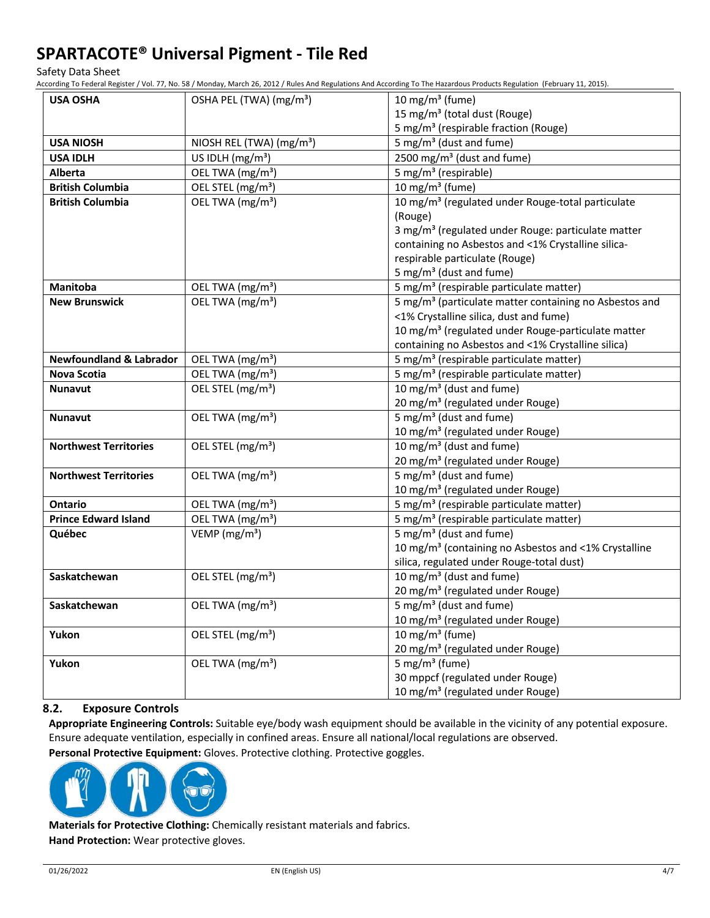| USA OSHA | OSHA PEL (TWA) (mg/m³) | 10 mg/m³ (fume)<br>15 mg/m³ (total dust (Rouge)<br>5 mg/m³ (respirable fraction (Rouge) |
|---|---|---|
| **USA NIOSH** | NIOSH REL (TWA) (mg/m³) | 5 mg/m³ (dust and fume) |
| **USA IDLH** | US IDLH (mg/m³) | 2500 mg/m³ (dust and fume) |
| **Alberta** | OEL TWA (mg/m³) | 5 mg/m³ (respirable) |
| **British Columbia** | OEL STEL (mg/m³) | 10 mg/m³ (fume) |
| **British Columbia** | OEL TWA (mg/m³) | 10 mg/m³ (regulated under Rouge-total particulate (Rouge)<br>3 mg/m³ (regulated under Rouge: particulate matter containing no Asbestos and <1% Crystalline silica-respirable particulate (Rouge)<br>5 mg/m³ (dust and fume) |
| **Manitoba** | OEL TWA (mg/m³) | 5 mg/m³ (respirable particulate matter) |
| **New Brunswick** | OEL TWA (mg/m³) | 5 mg/m³ (particulate matter containing no Asbestos and <1% Crystalline silica, dust and fume)<br>10 mg/m³ (regulated under Rouge-particulate matter containing no Asbestos and <1% Crystalline silica) |
| **Newfoundland & Labrador** | OEL TWA (mg/m³) | 5 mg/m³ (respirable particulate matter) |
| **Nova Scotia** | OEL TWA (mg/m³) | 5 mg/m³ (respirable particulate matter) |
| **Nunavut** | OEL STEL (mg/m³) | 10 mg/m³ (dust and fume)<br>20 mg/m³ (regulated under Rouge) |
| **Nunavut** | OEL TWA (mg/m³) | 5 mg/m³ (dust and fume)<br>10 mg/m³ (regulated under Rouge) |
| **Northwest Territories** | OEL STEL (mg/m³) | 10 mg/m³ (dust and fume)<br>20 mg/m³ (regulated under Rouge) |
| **Northwest Territories** | OEL TWA (mg/m³) | 5 mg/m³ (dust and fume)<br>10 mg/m³ (regulated under Rouge) |
| **Ontario** | OEL TWA (mg/m³) | 5 mg/m³ (respirable particulate matter) |
| **Prince Edward Island** | OEL TWA (mg/m³) | 5 mg/m³ (respirable particulate matter) |
| **Québec** | VEMP (mg/m³) | 5 mg/m³ (dust and fume)<br>10 mg/m³ (containing no Asbestos and <1% Crystalline silica, regulated under Rouge-total dust) |
| **Saskatchewan** | OEL STEL (mg/m³) | 10 mg/m³ (dust and fume)<br>20 mg/m³ (regulated under Rouge) |
| **Saskatchewan** | OEL TWA (mg/m³) | 5 mg/m³ (dust and fume)<br>10 mg/m³ (regulated under Rouge) |
| **Yukon** | OEL STEL (mg/m³) | 10 mg/m³ (fume)<br>20 mg/m³ (regulated under Rouge) |
| **Yukon** | OEL TWA (mg/m³) | 5 mg/m³ (fume)<br>30 mppcf (regulated under Rouge)<br>10 mg/m³ (regulated under Rouge) |

## 8.2. Exposure Controls

**Appropriate Engineering Controls:** Suitable eye/body wash equipment should be available in the vicinity of any potential exposure. Ensure adequate ventilation, especially in confined areas. Ensure all national/local regulations are observed.

**Personal Protective Equipment:** Gloves. Protective clothing. Protective goggles.

**Materials for Protective Clothing:** Chemically resistant materials and fabrics.

**Hand Protection:** Wear protective gloves.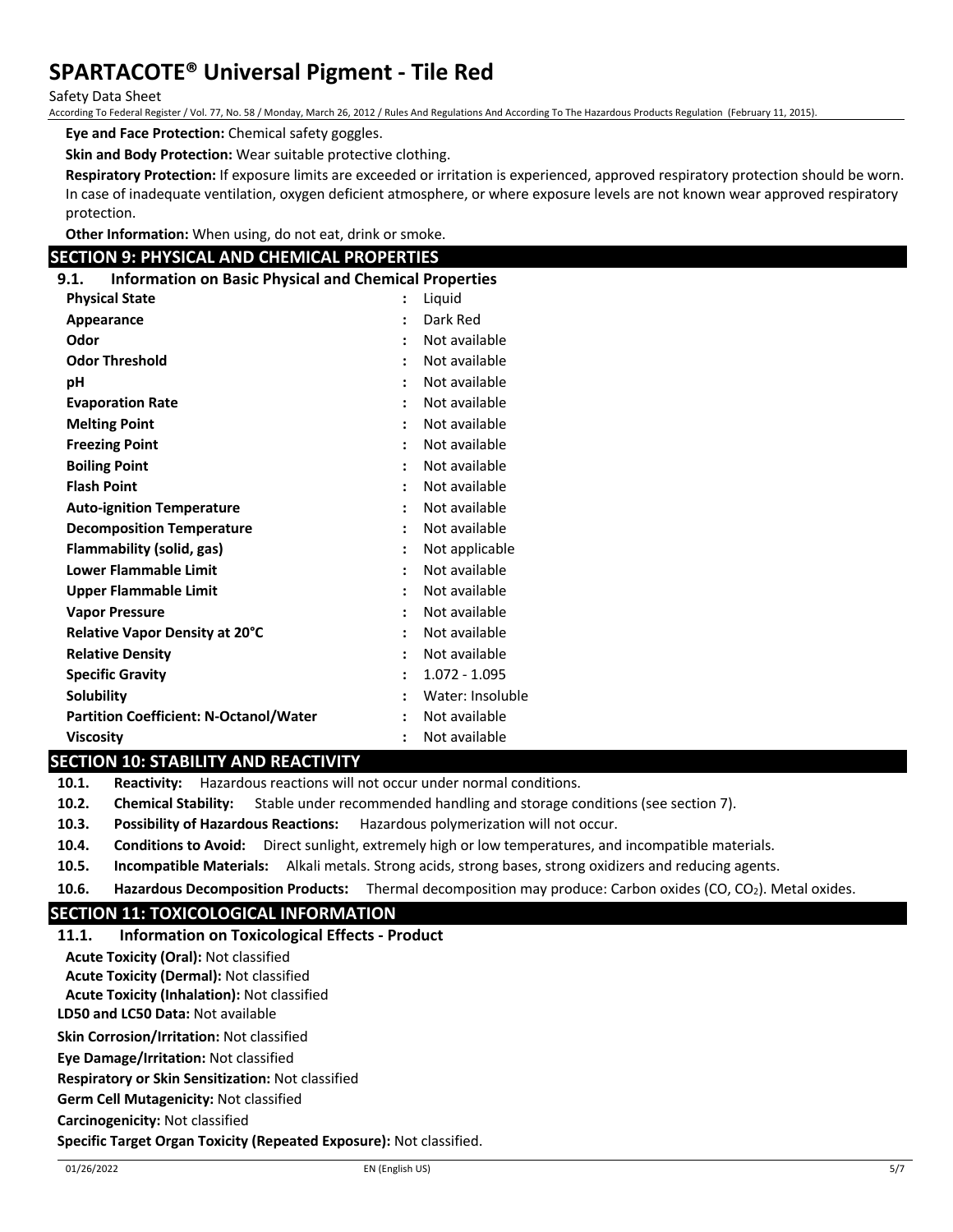**Eye and Face Protection:** Chemical safety goggles.

**Skin and Body Protection:** Wear suitable protective clothing.

**Respiratory Protection:** If exposure limits are exceeded or irritation is experienced, approved respiratory protection should be worn. In case of inadequate ventilation, oxygen deficient atmosphere, or where exposure levels are not known wear approved respiratory protection.

**Other Information:** When using, do not eat, drink or smoke.

## SECTION 9: PHYSICAL AND CHEMICAL PROPERTIES

### 9.1. Information on Basic Physical and Chemical Properties

| | | |
|---|---|---|
| **Physical State** | : | Liquid |
| **Appearance** | : | Dark Red |
| **Odor** | : | Not available |
| **Odor Threshold** | : | Not available |
| **pH** | : | Not available |
| **Evaporation Rate** | : | Not available |
| **Melting Point** | : | Not available |
| **Freezing Point** | : | Not available |
| **Boiling Point** | : | Not available |
| **Flash Point** | : | Not available |
| **Auto-ignition Temperature** | : | Not available |
| **Decomposition Temperature** | : | Not available |
| **Flammability (solid, gas)** | : | Not applicable |
| **Lower Flammable Limit** | : | Not available |
| **Upper Flammable Limit** | : | Not available |
| **Vapor Pressure** | : | Not available |
| **Relative Vapor Density at 20°C** | : | Not available |
| **Relative Density** | : | Not available |
| **Specific Gravity** | : | 1.072 - 1.095 |
| **Solubility** | : | Water: Insoluble |
| **Partition Coefficient: N-Octanol/Water** | : | Not available |
| **Viscosity** | : | Not available |

## SECTION 10: STABILITY AND REACTIVITY

**10.1. Reactivity:** Hazardous reactions will not occur under normal conditions.

**10.2. Chemical Stability:** Stable under recommended handling and storage conditions (see section 7).

**10.3. Possibility of Hazardous Reactions:** Hazardous polymerization will not occur.

**10.4. Conditions to Avoid:** Direct sunlight, extremely high or low temperatures, and incompatible materials.

**10.5. Incompatible Materials:** Alkali metals. Strong acids, strong bases, strong oxidizers and reducing agents.

**10.6. Hazardous Decomposition Products:** Thermal decomposition may produce: Carbon oxides ($CO$, $CO_2$). Metal oxides.

## SECTION 11: TOXICOLOGICAL INFORMATION

### 11.1. Information on Toxicological Effects - Product

**Acute Toxicity (Oral):** Not classified

**Acute Toxicity (Dermal):** Not classified

**Acute Toxicity (Inhalation):** Not classified

**LD50 and LC50 Data:** Not available

**Skin Corrosion/Irritation:** Not classified

**Eye Damage/Irritation:** Not classified

**Respiratory or Skin Sensitization:** Not classified

**Germ Cell Mutagenicity:** Not classified

**Carcinogenicity:** Not classified

**Specific Target Organ Toxicity (Repeated Exposure):** Not classified.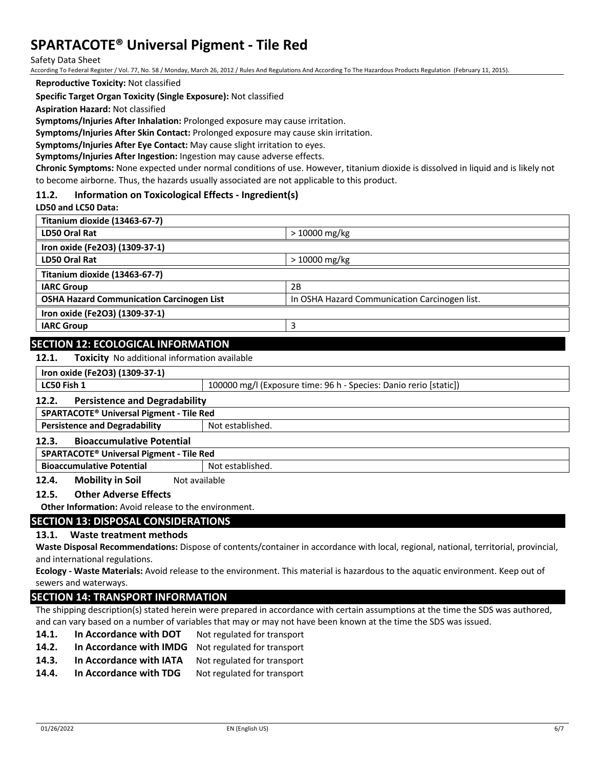**Reproductive Toxicity:** Not classified

**Specific Target Organ Toxicity (Single Exposure):** Not classified

**Aspiration Hazard:** Not classified

**Symptoms/Injuries After Inhalation:** Prolonged exposure may cause irritation.

**Symptoms/Injuries After Skin Contact:** Prolonged exposure may cause skin irritation.

**Symptoms/Injuries After Eye Contact:** May cause slight irritation to eyes.

**Symptoms/Injuries After Ingestion:** Ingestion may cause adverse effects.

**Chronic Symptoms:** None expected under normal conditions of use. However, titanium dioxide is dissolved in liquid and is likely not to become airborne. Thus, the hazards usually associated are not applicable to this product.

### 11.2. Information on Toxicological Effects - Ingredient(s)

**LD50 and LC50 Data:**

| **Titanium dioxide (13463-67-7)** | |
|---|---|
| **LD50 Oral Rat** | > 10000 mg/kg |
| **Iron oxide ($Fe_2O_3$) (1309-37-1)** | |
| **LD50 Oral Rat** | > 10000 mg/kg |
| **Titanium dioxide (13463-67-7)** | |
| **IARC Group** | 2B |
| **OSHA Hazard Communication Carcinogen List** | In OSHA Hazard Communication Carcinogen list. |
| **Iron oxide ($Fe_2O_3$) (1309-37-1)** | |
| **IARC Group** | 3 |

## SECTION 12: ECOLOGICAL INFORMATION

### 12.1. Toxicity No additional information available

| **Iron oxide ($Fe_2O_3$) (1309-37-1)** | |
|---|---|
| **LC50 Fish 1** | 100000 mg/l (Exposure time: 96 h - Species: Danio rerio [static]) |

### 12.2. Persistence and Degradability

| **SPARTACOTE® Universal Pigment - Tile Red** | |
|---|---|
| **Persistence and Degradability** | Not established. |

### 12.3. Bioaccumulative Potential

| **SPARTACOTE® Universal Pigment - Tile Red** | |
|---|---|
| **Bioaccumulative Potential** | Not established. |

### 12.4. Mobility in Soil Not available

### 12.5. Other Adverse Effects

**Other Information:** Avoid release to the environment.

## SECTION 13: DISPOSAL CONSIDERATIONS

### 13.1. Waste treatment methods

**Waste Disposal Recommendations:** Dispose of contents/container in accordance with local, regional, national, territorial, provincial, and international regulations.

**Ecology - Waste Materials:** Avoid release to the environment. This material is hazardous to the aquatic environment. Keep out of sewers and waterways.

## SECTION 14: TRANSPORT INFORMATION

The shipping description(s) stated herein were prepared in accordance with certain assumptions at the time the SDS was authored, and can vary based on a number of variables that may or may not have been known at the time the SDS was issued.

**14.1. In Accordance with DOT** Not regulated for transport

**14.2. In Accordance with IMDG** Not regulated for transport

**14.3. In Accordance with IATA** Not regulated for transport

**14.4. In Accordance with TDG** Not regulated for transport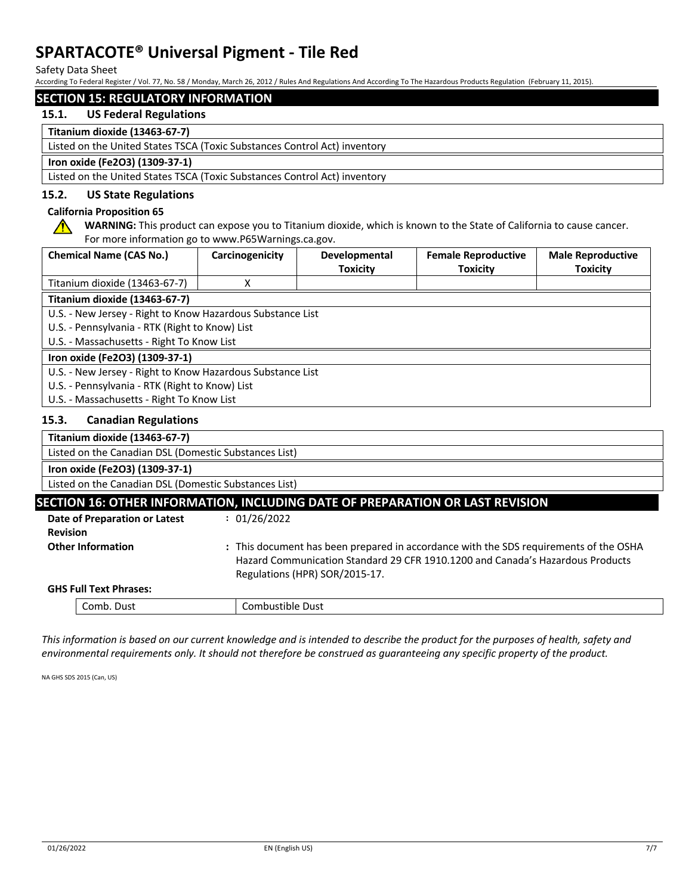# SPARTACOTE® Universal Pigment - Tile Red

Safety Data Sheet

According To Federal Register / Vol. 77, No. 58 / Monday, March 26, 2012 / Rules And Regulations And According To The Hazardous Products Regulation (February 11, 2015).

## SECTION 15: REGULATORY INFORMATION

### 15.1. US Federal Regulations

| **Titanium dioxide (13463-67-7)** |
|---|
| Listed on the United States TSCA (Toxic Substances Control Act) inventory |

| **Iron oxide ($Fe_2O_3$) (1309-37-1)** |
|---|
| Listed on the United States TSCA (Toxic Substances Control Act) inventory |

### 15.2. US State Regulations

**California Proposition 65**

⚠ **WARNING:** This product can expose you to Titanium dioxide, which is known to the State of California to cause cancer. For more information go to www.P65Warnings.ca.gov.

| Chemical Name (CAS No.) | Carcinogenicity | Developmental Toxicity | Female Reproductive Toxicity | Male Reproductive Toxicity |
|---|---|---|---|---|
| Titanium dioxide (13463-67-7) | X | | | |

| **Titanium dioxide (13463-67-7)** |
|---|
| U.S. - New Jersey - Right to Know Hazardous Substance List |
| U.S. - Pennsylvania - RTK (Right to Know) List |
| U.S. - Massachusetts - Right To Know List |

| **Iron oxide ($Fe_2O_3$) (1309-37-1)** |
|---|
| U.S. - New Jersey - Right to Know Hazardous Substance List |
| U.S. - Pennsylvania - RTK (Right to Know) List |
| U.S. - Massachusetts - Right To Know List |

### 15.3. Canadian Regulations

| **Titanium dioxide (13463-67-7)** |
|---|
| Listed on the Canadian DSL (Domestic Substances List) |

| **Iron oxide ($Fe_2O_3$) (1309-37-1)** |
|---|
| Listed on the Canadian DSL (Domestic Substances List) |

## SECTION 16: OTHER INFORMATION, INCLUDING DATE OF PREPARATION OR LAST REVISION

**Date of Preparation or Latest Revision** : 01/26/2022

**Other Information** : This document has been prepared in accordance with the SDS requirements of the OSHA Hazard Communication Standard 29 CFR 1910.1200 and Canada's Hazardous Products Regulations (HPR) SOR/2015-17.

**GHS Full Text Phrases:**

| | |
|---|---|
| Comb. Dust | Combustible Dust |

*This information is based on our current knowledge and is intended to describe the product for the purposes of health, safety and environmental requirements only. It should not therefore be construed as guaranteeing any specific property of the product.*

NA GHS SDS 2015 (Can, US)